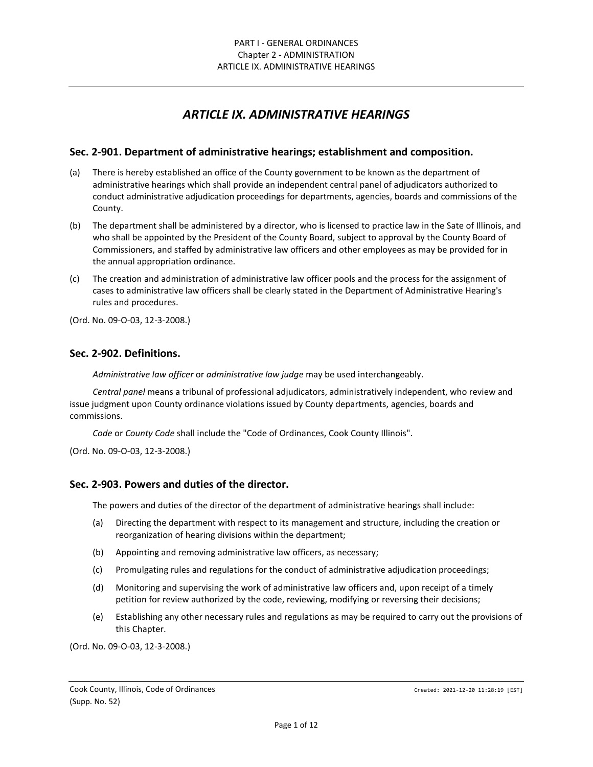# ARTICLE IX. ADMINISTRATIVE HEARINGS

## Sec. 2-901. Department of administrative hearings; establishment and composition.

(a) There is hereby established an office of the County government to be known as the department of administrative hearings which shall provide an independent central panel of adjudicators authorized to conduct administrative adjudication proceedings for departments, agencies, boards and commissions of the County.

(b) The department shall be administered by a director, who is licensed to practice law in the Sate of Illinois, and who shall be appointed by the President of the County Board, subject to approval by the County Board of Commissioners, and staffed by administrative law officers and other employees as may be provided for in the annual appropriation ordinance.

(c) The creation and administration of administrative law officer pools and the process for the assignment of cases to administrative law officers shall be clearly stated in the Department of Administrative Hearing's rules and procedures.

(Ord. No. 09-O-03, 12-3-2008.)

## Sec. 2-902. Definitions.

*Administrative law officer* or *administrative law judge* may be used interchangeably.

*Central panel* means a tribunal of professional adjudicators, administratively independent, who review and issue judgment upon County ordinance violations issued by County departments, agencies, boards and commissions.

*Code* or *County Code* shall include the "Code of Ordinances, Cook County Illinois".

(Ord. No. 09-O-03, 12-3-2008.)

## Sec. 2-903. Powers and duties of the director.

The powers and duties of the director of the department of administrative hearings shall include:

(a) Directing the department with respect to its management and structure, including the creation or reorganization of hearing divisions within the department;

(b) Appointing and removing administrative law officers, as necessary;

(c) Promulgating rules and regulations for the conduct of administrative adjudication proceedings;

(d) Monitoring and supervising the work of administrative law officers and, upon receipt of a timely petition for review authorized by the code, reviewing, modifying or reversing their decisions;

(e) Establishing any other necessary rules and regulations as may be required to carry out the provisions of this Chapter.

(Ord. No. 09-O-03, 12-3-2008.)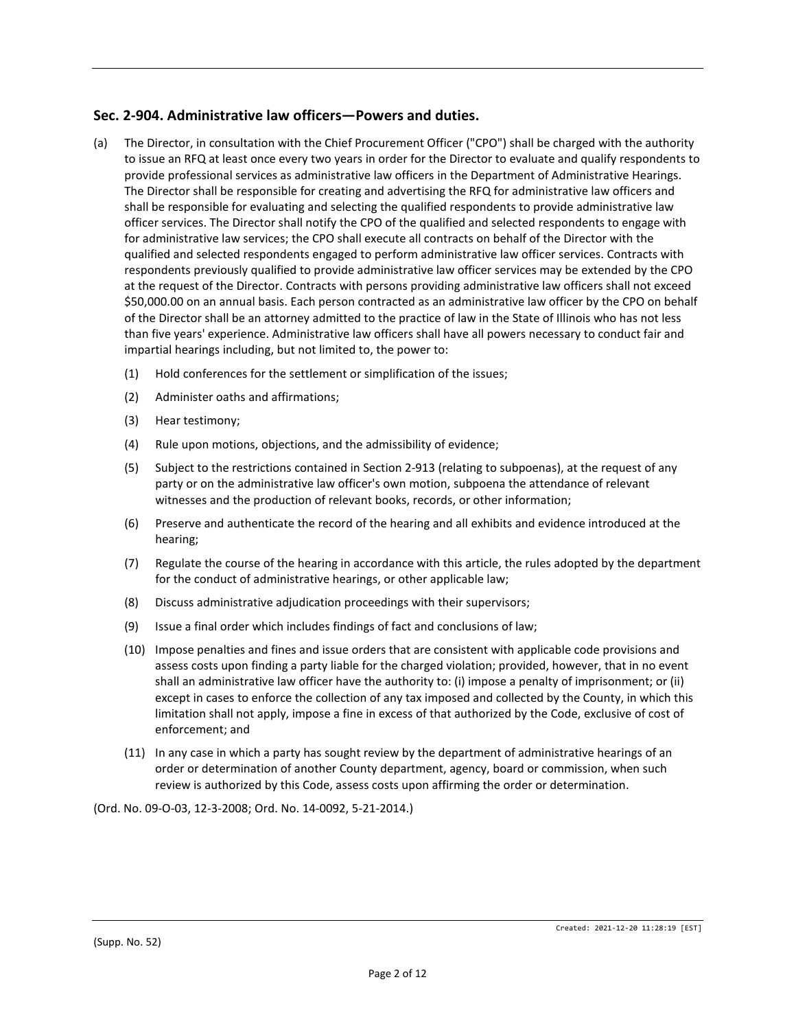## Sec. 2-904. Administrative law officers—Powers and duties.

(a) The Director, in consultation with the Chief Procurement Officer ("CPO") shall be charged with the authority to issue an RFQ at least once every two years in order for the Director to evaluate and qualify respondents to provide professional services as administrative law officers in the Department of Administrative Hearings. The Director shall be responsible for creating and advertising the RFQ for administrative law officers and shall be responsible for evaluating and selecting the qualified respondents to provide administrative law officer services. The Director shall notify the CPO of the qualified and selected respondents to engage with for administrative law services; the CPO shall execute all contracts on behalf of the Director with the qualified and selected respondents engaged to perform administrative law officer services. Contracts with respondents previously qualified to provide administrative law officer services may be extended by the CPO at the request of the Director. Contracts with persons providing administrative law officers shall not exceed $50,000.00 on an annual basis. Each person contracted as an administrative law officer by the CPO on behalf of the Director shall be an attorney admitted to the practice of law in the State of Illinois who has not less than five years' experience. Administrative law officers shall have all powers necessary to conduct fair and impartial hearings including, but not limited to, the power to:

(1) Hold conferences for the settlement or simplification of the issues;

(2) Administer oaths and affirmations;

(3) Hear testimony;

(4) Rule upon motions, objections, and the admissibility of evidence;

(5) Subject to the restrictions contained in Section 2-913 (relating to subpoenas), at the request of any party or on the administrative law officer's own motion, subpoena the attendance of relevant witnesses and the production of relevant books, records, or other information;

(6) Preserve and authenticate the record of the hearing and all exhibits and evidence introduced at the hearing;

(7) Regulate the course of the hearing in accordance with this article, the rules adopted by the department for the conduct of administrative hearings, or other applicable law;

(8) Discuss administrative adjudication proceedings with their supervisors;

(9) Issue a final order which includes findings of fact and conclusions of law;

(10) Impose penalties and fines and issue orders that are consistent with applicable code provisions and assess costs upon finding a party liable for the charged violation; provided, however, that in no event shall an administrative law officer have the authority to: (i) impose a penalty of imprisonment; or (ii) except in cases to enforce the collection of any tax imposed and collected by the County, in which this limitation shall not apply, impose a fine in excess of that authorized by the Code, exclusive of cost of enforcement; and

(11) In any case in which a party has sought review by the department of administrative hearings of an order or determination of another County department, agency, board or commission, when such review is authorized by this Code, assess costs upon affirming the order or determination.

(Ord. No. 09-O-03, 12-3-2008; Ord. No. 14-0092, 5-21-2014.)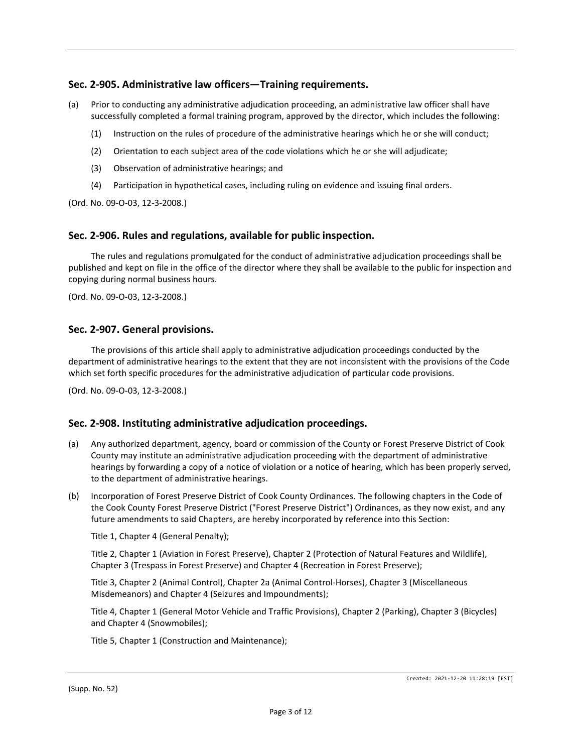## Sec. 2-905. Administrative law officers—Training requirements.

(a) Prior to conducting any administrative adjudication proceeding, an administrative law officer shall have successfully completed a formal training program, approved by the director, which includes the following:

   (1) Instruction on the rules of procedure of the administrative hearings which he or she will conduct;

   (2) Orientation to each subject area of the code violations which he or she will adjudicate;

   (3) Observation of administrative hearings; and

   (4) Participation in hypothetical cases, including ruling on evidence and issuing final orders.

(Ord. No. 09-O-03, 12-3-2008.)

## Sec. 2-906. Rules and regulations, available for public inspection.

The rules and regulations promulgated for the conduct of administrative adjudication proceedings shall be published and kept on file in the office of the director where they shall be available to the public for inspection and copying during normal business hours.

(Ord. No. 09-O-03, 12-3-2008.)

## Sec. 2-907. General provisions.

The provisions of this article shall apply to administrative adjudication proceedings conducted by the department of administrative hearings to the extent that they are not inconsistent with the provisions of the Code which set forth specific procedures for the administrative adjudication of particular code provisions.

(Ord. No. 09-O-03, 12-3-2008.)

## Sec. 2-908. Instituting administrative adjudication proceedings.

(a) Any authorized department, agency, board or commission of the County or Forest Preserve District of Cook County may institute an administrative adjudication proceeding with the department of administrative hearings by forwarding a copy of a notice of violation or a notice of hearing, which has been properly served, to the department of administrative hearings.

(b) Incorporation of Forest Preserve District of Cook County Ordinances. The following chapters in the Code of the Cook County Forest Preserve District ("Forest Preserve District") Ordinances, as they now exist, and any future amendments to said Chapters, are hereby incorporated by reference into this Section:

   Title 1, Chapter 4 (General Penalty);

   Title 2, Chapter 1 (Aviation in Forest Preserve), Chapter 2 (Protection of Natural Features and Wildlife), Chapter 3 (Trespass in Forest Preserve) and Chapter 4 (Recreation in Forest Preserve);

   Title 3, Chapter 2 (Animal Control), Chapter 2a (Animal Control-Horses), Chapter 3 (Miscellaneous Misdemeanors) and Chapter 4 (Seizures and Impoundments);

   Title 4, Chapter 1 (General Motor Vehicle and Traffic Provisions), Chapter 2 (Parking), Chapter 3 (Bicycles) and Chapter 4 (Snowmobiles);

   Title 5, Chapter 1 (Construction and Maintenance);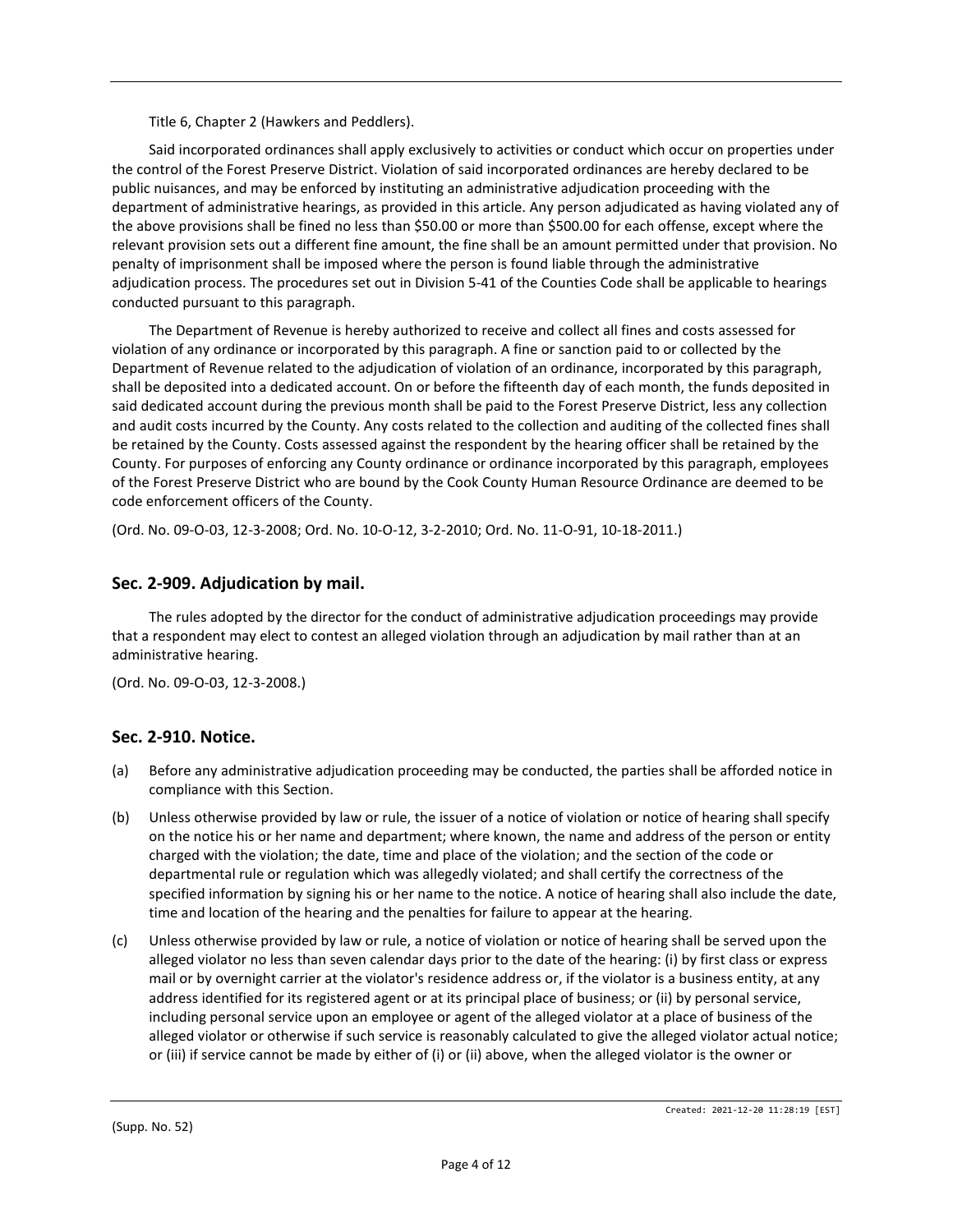Title 6, Chapter 2 (Hawkers and Peddlers).

Said incorporated ordinances shall apply exclusively to activities or conduct which occur on properties under the control of the Forest Preserve District. Violation of said incorporated ordinances are hereby declared to be public nuisances, and may be enforced by instituting an administrative adjudication proceeding with the department of administrative hearings, as provided in this article. Any person adjudicated as having violated any of the above provisions shall be fined no less than $50.00 or more than $500.00 for each offense, except where the relevant provision sets out a different fine amount, the fine shall be an amount permitted under that provision. No penalty of imprisonment shall be imposed where the person is found liable through the administrative adjudication process. The procedures set out in Division 5-41 of the Counties Code shall be applicable to hearings conducted pursuant to this paragraph.

The Department of Revenue is hereby authorized to receive and collect all fines and costs assessed for violation of any ordinance or incorporated by this paragraph. A fine or sanction paid to or collected by the Department of Revenue related to the adjudication of violation of an ordinance, incorporated by this paragraph, shall be deposited into a dedicated account. On or before the fifteenth day of each month, the funds deposited in said dedicated account during the previous month shall be paid to the Forest Preserve District, less any collection and audit costs incurred by the County. Any costs related to the collection and auditing of the collected fines shall be retained by the County. Costs assessed against the respondent by the hearing officer shall be retained by the County. For purposes of enforcing any County ordinance or ordinance incorporated by this paragraph, employees of the Forest Preserve District who are bound by the Cook County Human Resource Ordinance are deemed to be code enforcement officers of the County.

(Ord. No. 09-O-03, 12-3-2008; Ord. No. 10-O-12, 3-2-2010; Ord. No. 11-O-91, 10-18-2011.)

## Sec. 2-909. Adjudication by mail.

The rules adopted by the director for the conduct of administrative adjudication proceedings may provide that a respondent may elect to contest an alleged violation through an adjudication by mail rather than at an administrative hearing.

(Ord. No. 09-O-03, 12-3-2008.)

## Sec. 2-910. Notice.

(a) Before any administrative adjudication proceeding may be conducted, the parties shall be afforded notice in compliance with this Section.

(b) Unless otherwise provided by law or rule, the issuer of a notice of violation or notice of hearing shall specify on the notice his or her name and department; where known, the name and address of the person or entity charged with the violation; the date, time and place of the violation; and the section of the code or departmental rule or regulation which was allegedly violated; and shall certify the correctness of the specified information by signing his or her name to the notice. A notice of hearing shall also include the date, time and location of the hearing and the penalties for failure to appear at the hearing.

(c) Unless otherwise provided by law or rule, a notice of violation or notice of hearing shall be served upon the alleged violator no less than seven calendar days prior to the date of the hearing: (i) by first class or express mail or by overnight carrier at the violator's residence address or, if the violator is a business entity, at any address identified for its registered agent or at its principal place of business; or (ii) by personal service, including personal service upon an employee or agent of the alleged violator at a place of business of the alleged violator or otherwise if such service is reasonably calculated to give the alleged violator actual notice; or (iii) if service cannot be made by either of (i) or (ii) above, when the alleged violator is the owner or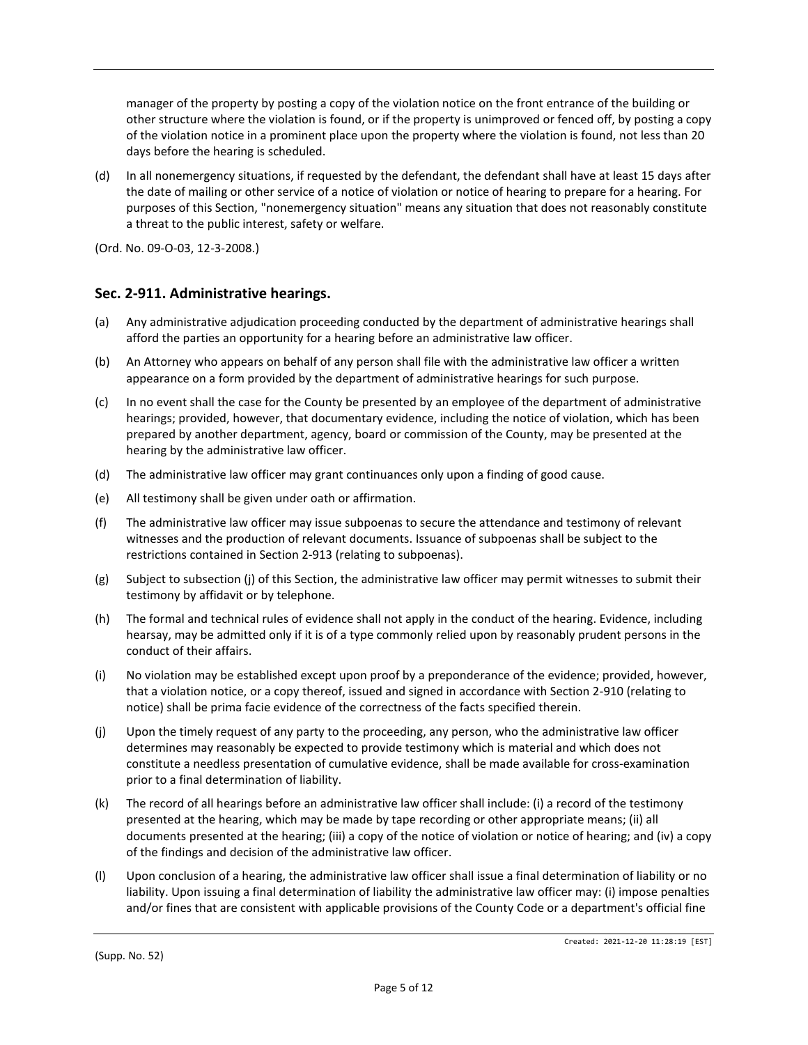manager of the property by posting a copy of the violation notice on the front entrance of the building or other structure where the violation is found, or if the property is unimproved or fenced off, by posting a copy of the violation notice in a prominent place upon the property where the violation is found, not less than 20 days before the hearing is scheduled.

(d) In all nonemergency situations, if requested by the defendant, the defendant shall have at least 15 days after the date of mailing or other service of a notice of violation or notice of hearing to prepare for a hearing. For purposes of this Section, "nonemergency situation" means any situation that does not reasonably constitute a threat to the public interest, safety or welfare.

(Ord. No. 09-O-03, 12-3-2008.)

## Sec. 2-911. Administrative hearings.

(a) Any administrative adjudication proceeding conducted by the department of administrative hearings shall afford the parties an opportunity for a hearing before an administrative law officer.

(b) An Attorney who appears on behalf of any person shall file with the administrative law officer a written appearance on a form provided by the department of administrative hearings for such purpose.

(c) In no event shall the case for the County be presented by an employee of the department of administrative hearings; provided, however, that documentary evidence, including the notice of violation, which has been prepared by another department, agency, board or commission of the County, may be presented at the hearing by the administrative law officer.

(d) The administrative law officer may grant continuances only upon a finding of good cause.

(e) All testimony shall be given under oath or affirmation.

(f) The administrative law officer may issue subpoenas to secure the attendance and testimony of relevant witnesses and the production of relevant documents. Issuance of subpoenas shall be subject to the restrictions contained in Section 2-913 (relating to subpoenas).

(g) Subject to subsection (j) of this Section, the administrative law officer may permit witnesses to submit their testimony by affidavit or by telephone.

(h) The formal and technical rules of evidence shall not apply in the conduct of the hearing. Evidence, including hearsay, may be admitted only if it is of a type commonly relied upon by reasonably prudent persons in the conduct of their affairs.

(i) No violation may be established except upon proof by a preponderance of the evidence; provided, however, that a violation notice, or a copy thereof, issued and signed in accordance with Section 2-910 (relating to notice) shall be prima facie evidence of the correctness of the facts specified therein.

(j) Upon the timely request of any party to the proceeding, any person, who the administrative law officer determines may reasonably be expected to provide testimony which is material and which does not constitute a needless presentation of cumulative evidence, shall be made available for cross-examination prior to a final determination of liability.

(k) The record of all hearings before an administrative law officer shall include: (i) a record of the testimony presented at the hearing, which may be made by tape recording or other appropriate means; (ii) all documents presented at the hearing; (iii) a copy of the notice of violation or notice of hearing; and (iv) a copy of the findings and decision of the administrative law officer.

(l) Upon conclusion of a hearing, the administrative law officer shall issue a final determination of liability or no liability. Upon issuing a final determination of liability the administrative law officer may: (i) impose penalties and/or fines that are consistent with applicable provisions of the County Code or a department's official fine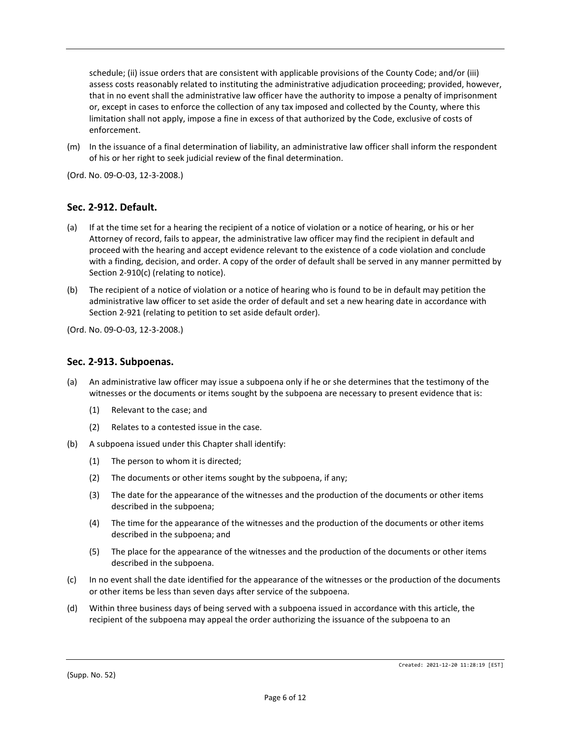schedule; (ii) issue orders that are consistent with applicable provisions of the County Code; and/or (iii) assess costs reasonably related to instituting the administrative adjudication proceeding; provided, however, that in no event shall the administrative law officer have the authority to impose a penalty of imprisonment or, except in cases to enforce the collection of any tax imposed and collected by the County, where this limitation shall not apply, impose a fine in excess of that authorized by the Code, exclusive of costs of enforcement.

(m) In the issuance of a final determination of liability, an administrative law officer shall inform the respondent of his or her right to seek judicial review of the final determination.

(Ord. No. 09-O-03, 12-3-2008.)

## Sec. 2-912. Default.

(a) If at the time set for a hearing the recipient of a notice of violation or a notice of hearing, or his or her Attorney of record, fails to appear, the administrative law officer may find the recipient in default and proceed with the hearing and accept evidence relevant to the existence of a code violation and conclude with a finding, decision, and order. A copy of the order of default shall be served in any manner permitted by Section 2-910(c) (relating to notice).

(b) The recipient of a notice of violation or a notice of hearing who is found to be in default may petition the administrative law officer to set aside the order of default and set a new hearing date in accordance with Section 2-921 (relating to petition to set aside default order).

(Ord. No. 09-O-03, 12-3-2008.)

## Sec. 2-913. Subpoenas.

(a) An administrative law officer may issue a subpoena only if he or she determines that the testimony of the witnesses or the documents or items sought by the subpoena are necessary to present evidence that is:

   (1) Relevant to the case; and

   (2) Relates to a contested issue in the case.

(b) A subpoena issued under this Chapter shall identify:

   (1) The person to whom it is directed;

   (2) The documents or other items sought by the subpoena, if any;

   (3) The date for the appearance of the witnesses and the production of the documents or other items described in the subpoena;

   (4) The time for the appearance of the witnesses and the production of the documents or other items described in the subpoena; and

   (5) The place for the appearance of the witnesses and the production of the documents or other items described in the subpoena.

(c) In no event shall the date identified for the appearance of the witnesses or the production of the documents or other items be less than seven days after service of the subpoena.

(d) Within three business days of being served with a subpoena issued in accordance with this article, the recipient of the subpoena may appeal the order authorizing the issuance of the subpoena to an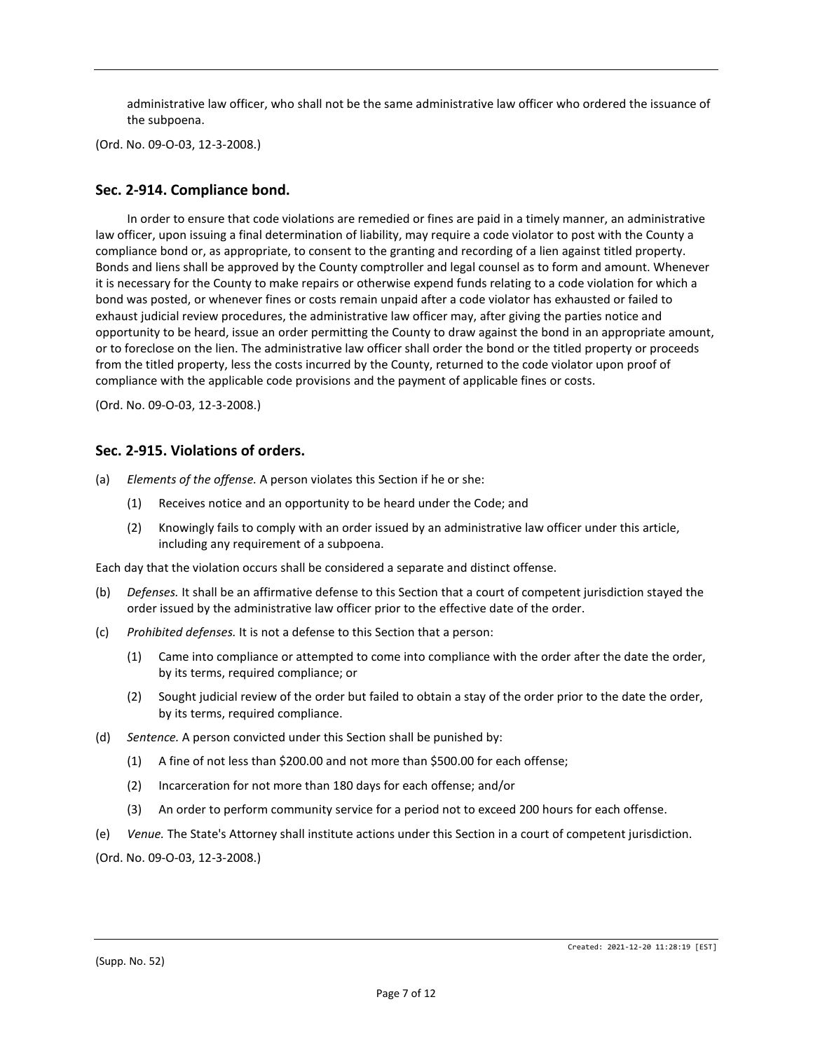administrative law officer, who shall not be the same administrative law officer who ordered the issuance of the subpoena.

(Ord. No. 09-O-03, 12-3-2008.)

## Sec. 2-914. Compliance bond.

In order to ensure that code violations are remedied or fines are paid in a timely manner, an administrative law officer, upon issuing a final determination of liability, may require a code violator to post with the County a compliance bond or, as appropriate, to consent to the granting and recording of a lien against titled property. Bonds and liens shall be approved by the County comptroller and legal counsel as to form and amount. Whenever it is necessary for the County to make repairs or otherwise expend funds relating to a code violation for which a bond was posted, or whenever fines or costs remain unpaid after a code violator has exhausted or failed to exhaust judicial review procedures, the administrative law officer may, after giving the parties notice and opportunity to be heard, issue an order permitting the County to draw against the bond in an appropriate amount, or to foreclose on the lien. The administrative law officer shall order the bond or the titled property or proceeds from the titled property, less the costs incurred by the County, returned to the code violator upon proof of compliance with the applicable code provisions and the payment of applicable fines or costs.

(Ord. No. 09-O-03, 12-3-2008.)

## Sec. 2-915. Violations of orders.

(a) *Elements of the offense.* A person violates this Section if he or she:

   (1) Receives notice and an opportunity to be heard under the Code; and

   (2) Knowingly fails to comply with an order issued by an administrative law officer under this article, including any requirement of a subpoena.

Each day that the violation occurs shall be considered a separate and distinct offense.

(b) *Defenses.* It shall be an affirmative defense to this Section that a court of competent jurisdiction stayed the order issued by the administrative law officer prior to the effective date of the order.

(c) *Prohibited defenses.* It is not a defense to this Section that a person:

   (1) Came into compliance or attempted to come into compliance with the order after the date the order, by its terms, required compliance; or

   (2) Sought judicial review of the order but failed to obtain a stay of the order prior to the date the order, by its terms, required compliance.

(d) *Sentence.* A person convicted under this Section shall be punished by:

   (1) A fine of not less than $200.00 and not more than $500.00 for each offense;

   (2) Incarceration for not more than 180 days for each offense; and/or

   (3) An order to perform community service for a period not to exceed 200 hours for each offense.

(e) *Venue.* The State's Attorney shall institute actions under this Section in a court of competent jurisdiction.

(Ord. No. 09-O-03, 12-3-2008.)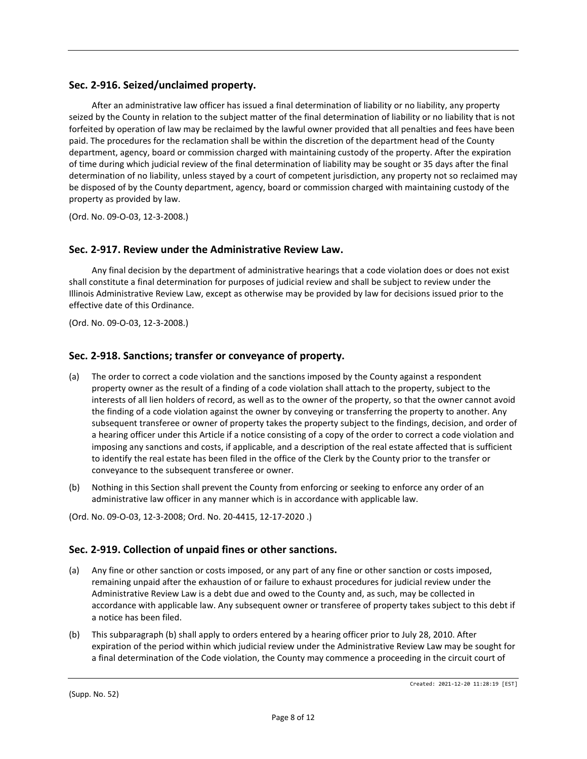## Sec. 2-916. Seized/unclaimed property.

After an administrative law officer has issued a final determination of liability or no liability, any property seized by the County in relation to the subject matter of the final determination of liability or no liability that is not forfeited by operation of law may be reclaimed by the lawful owner provided that all penalties and fees have been paid. The procedures for the reclamation shall be within the discretion of the department head of the County department, agency, board or commission charged with maintaining custody of the property. After the expiration of time during which judicial review of the final determination of liability may be sought or 35 days after the final determination of no liability, unless stayed by a court of competent jurisdiction, any property not so reclaimed may be disposed of by the County department, agency, board or commission charged with maintaining custody of the property as provided by law.

(Ord. No. 09-O-03, 12-3-2008.)

## Sec. 2-917. Review under the Administrative Review Law.

Any final decision by the department of administrative hearings that a code violation does or does not exist shall constitute a final determination for purposes of judicial review and shall be subject to review under the Illinois Administrative Review Law, except as otherwise may be provided by law for decisions issued prior to the effective date of this Ordinance.

(Ord. No. 09-O-03, 12-3-2008.)

## Sec. 2-918. Sanctions; transfer or conveyance of property.

(a) The order to correct a code violation and the sanctions imposed by the County against a respondent property owner as the result of a finding of a code violation shall attach to the property, subject to the interests of all lien holders of record, as well as to the owner of the property, so that the owner cannot avoid the finding of a code violation against the owner by conveying or transferring the property to another. Any subsequent transferee or owner of property takes the property subject to the findings, decision, and order of a hearing officer under this Article if a notice consisting of a copy of the order to correct a code violation and imposing any sanctions and costs, if applicable, and a description of the real estate affected that is sufficient to identify the real estate has been filed in the office of the Clerk by the County prior to the transfer or conveyance to the subsequent transferee or owner.

(b) Nothing in this Section shall prevent the County from enforcing or seeking to enforce any order of an administrative law officer in any manner which is in accordance with applicable law.

(Ord. No. 09-O-03, 12-3-2008; Ord. No. 20-4415, 12-17-2020 .)

## Sec. 2-919. Collection of unpaid fines or other sanctions.

(a) Any fine or other sanction or costs imposed, or any part of any fine or other sanction or costs imposed, remaining unpaid after the exhaustion of or failure to exhaust procedures for judicial review under the Administrative Review Law is a debt due and owed to the County and, as such, may be collected in accordance with applicable law. Any subsequent owner or transferee of property takes subject to this debt if a notice has been filed.

(b) This subparagraph (b) shall apply to orders entered by a hearing officer prior to July 28, 2010. After expiration of the period within which judicial review under the Administrative Review Law may be sought for a final determination of the Code violation, the County may commence a proceeding in the circuit court of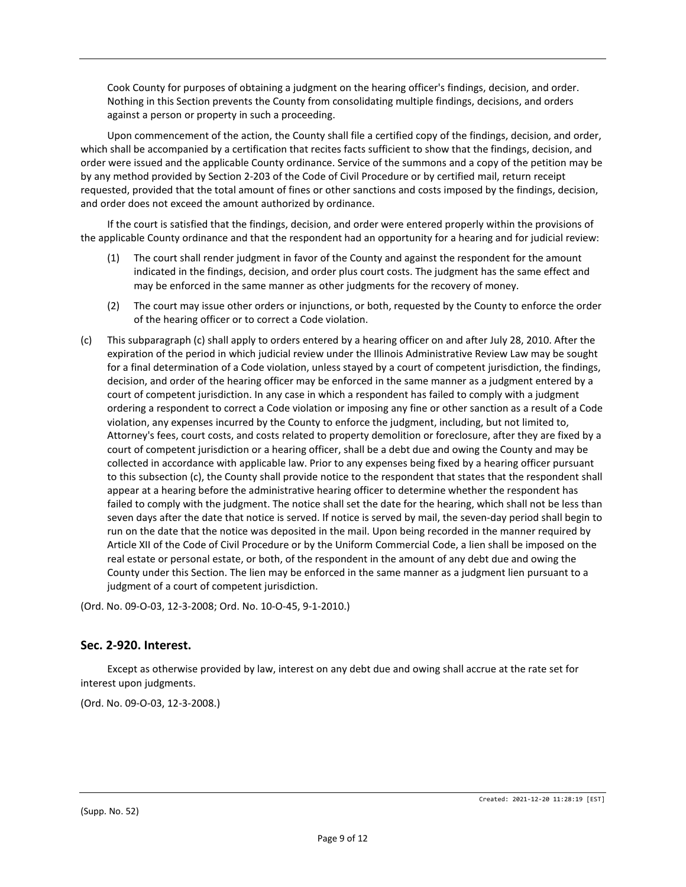Cook County for purposes of obtaining a judgment on the hearing officer's findings, decision, and order. Nothing in this Section prevents the County from consolidating multiple findings, decisions, and orders against a person or property in such a proceeding.

Upon commencement of the action, the County shall file a certified copy of the findings, decision, and order, which shall be accompanied by a certification that recites facts sufficient to show that the findings, decision, and order were issued and the applicable County ordinance. Service of the summons and a copy of the petition may be by any method provided by Section 2-203 of the Code of Civil Procedure or by certified mail, return receipt requested, provided that the total amount of fines or other sanctions and costs imposed by the findings, decision, and order does not exceed the amount authorized by ordinance.

If the court is satisfied that the findings, decision, and order were entered properly within the provisions of the applicable County ordinance and that the respondent had an opportunity for a hearing and for judicial review:

(1) The court shall render judgment in favor of the County and against the respondent for the amount indicated in the findings, decision, and order plus court costs. The judgment has the same effect and may be enforced in the same manner as other judgments for the recovery of money.

(2) The court may issue other orders or injunctions, or both, requested by the County to enforce the order of the hearing officer or to correct a Code violation.

(c) This subparagraph (c) shall apply to orders entered by a hearing officer on and after July 28, 2010. After the expiration of the period in which judicial review under the Illinois Administrative Review Law may be sought for a final determination of a Code violation, unless stayed by a court of competent jurisdiction, the findings, decision, and order of the hearing officer may be enforced in the same manner as a judgment entered by a court of competent jurisdiction. In any case in which a respondent has failed to comply with a judgment ordering a respondent to correct a Code violation or imposing any fine or other sanction as a result of a Code violation, any expenses incurred by the County to enforce the judgment, including, but not limited to, Attorney's fees, court costs, and costs related to property demolition or foreclosure, after they are fixed by a court of competent jurisdiction or a hearing officer, shall be a debt due and owing the County and may be collected in accordance with applicable law. Prior to any expenses being fixed by a hearing officer pursuant to this subsection (c), the County shall provide notice to the respondent that states that the respondent shall appear at a hearing before the administrative hearing officer to determine whether the respondent has failed to comply with the judgment. The notice shall set the date for the hearing, which shall not be less than seven days after the date that notice is served. If notice is served by mail, the seven-day period shall begin to run on the date that the notice was deposited in the mail. Upon being recorded in the manner required by Article XII of the Code of Civil Procedure or by the Uniform Commercial Code, a lien shall be imposed on the real estate or personal estate, or both, of the respondent in the amount of any debt due and owing the County under this Section. The lien may be enforced in the same manner as a judgment lien pursuant to a judgment of a court of competent jurisdiction.

(Ord. No. 09-O-03, 12-3-2008; Ord. No. 10-O-45, 9-1-2010.)

## Sec. 2-920. Interest.

Except as otherwise provided by law, interest on any debt due and owing shall accrue at the rate set for interest upon judgments.

(Ord. No. 09-O-03, 12-3-2008.)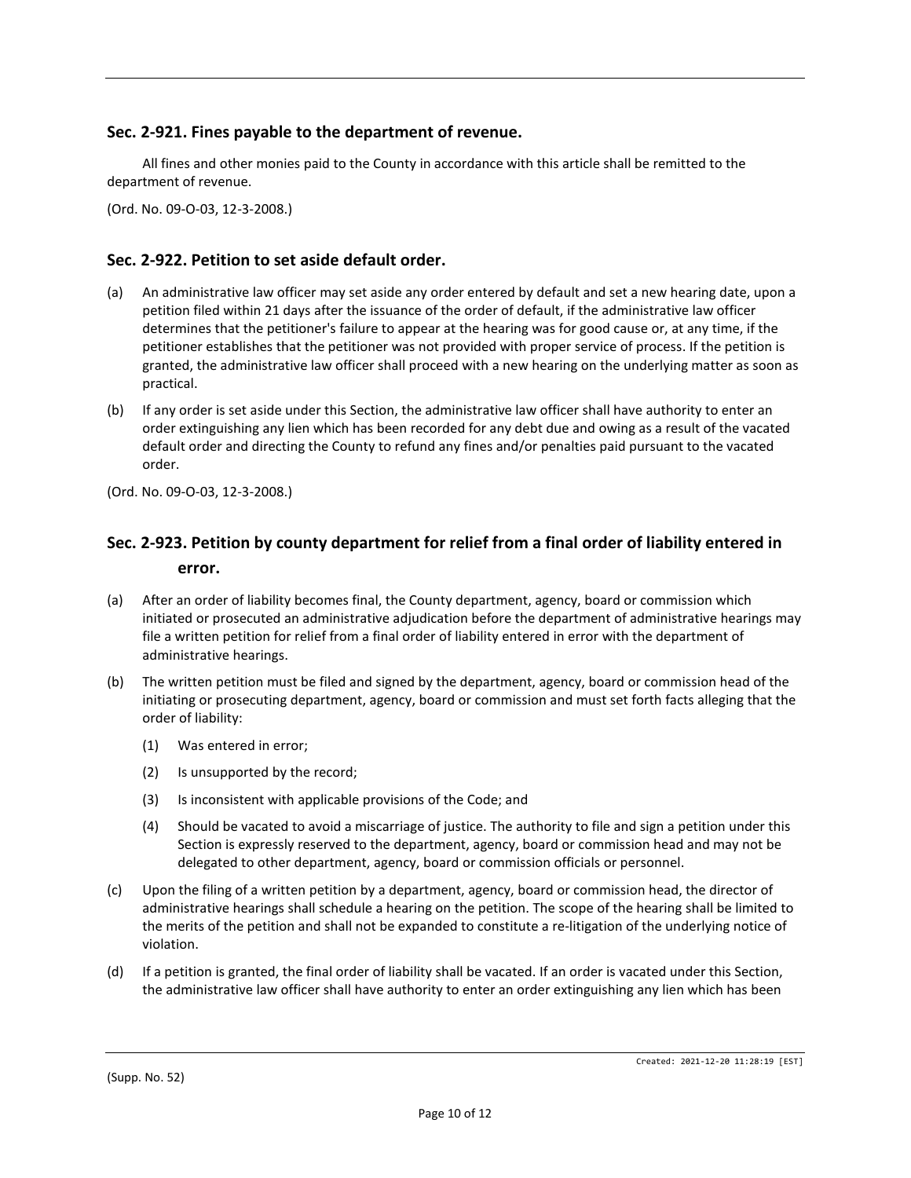## Sec. 2-921. Fines payable to the department of revenue.

All fines and other monies paid to the County in accordance with this article shall be remitted to the department of revenue.

(Ord. No. 09-O-03, 12-3-2008.)

## Sec. 2-922. Petition to set aside default order.

(a) An administrative law officer may set aside any order entered by default and set a new hearing date, upon a petition filed within 21 days after the issuance of the order of default, if the administrative law officer determines that the petitioner's failure to appear at the hearing was for good cause or, at any time, if the petitioner establishes that the petitioner was not provided with proper service of process. If the petition is granted, the administrative law officer shall proceed with a new hearing on the underlying matter as soon as practical.

(b) If any order is set aside under this Section, the administrative law officer shall have authority to enter an order extinguishing any lien which has been recorded for any debt due and owing as a result of the vacated default order and directing the County to refund any fines and/or penalties paid pursuant to the vacated order.

(Ord. No. 09-O-03, 12-3-2008.)

## Sec. 2-923. Petition by county department for relief from a final order of liability entered in error.

(a) After an order of liability becomes final, the County department, agency, board or commission which initiated or prosecuted an administrative adjudication before the department of administrative hearings may file a written petition for relief from a final order of liability entered in error with the department of administrative hearings.

(b) The written petition must be filed and signed by the department, agency, board or commission head of the initiating or prosecuting department, agency, board or commission and must set forth facts alleging that the order of liability:

(1) Was entered in error;

(2) Is unsupported by the record;

(3) Is inconsistent with applicable provisions of the Code; and

(4) Should be vacated to avoid a miscarriage of justice. The authority to file and sign a petition under this Section is expressly reserved to the department, agency, board or commission head and may not be delegated to other department, agency, board or commission officials or personnel.

(c) Upon the filing of a written petition by a department, agency, board or commission head, the director of administrative hearings shall schedule a hearing on the petition. The scope of the hearing shall be limited to the merits of the petition and shall not be expanded to constitute a re-litigation of the underlying notice of violation.

(d) If a petition is granted, the final order of liability shall be vacated. If an order is vacated under this Section, the administrative law officer shall have authority to enter an order extinguishing any lien which has been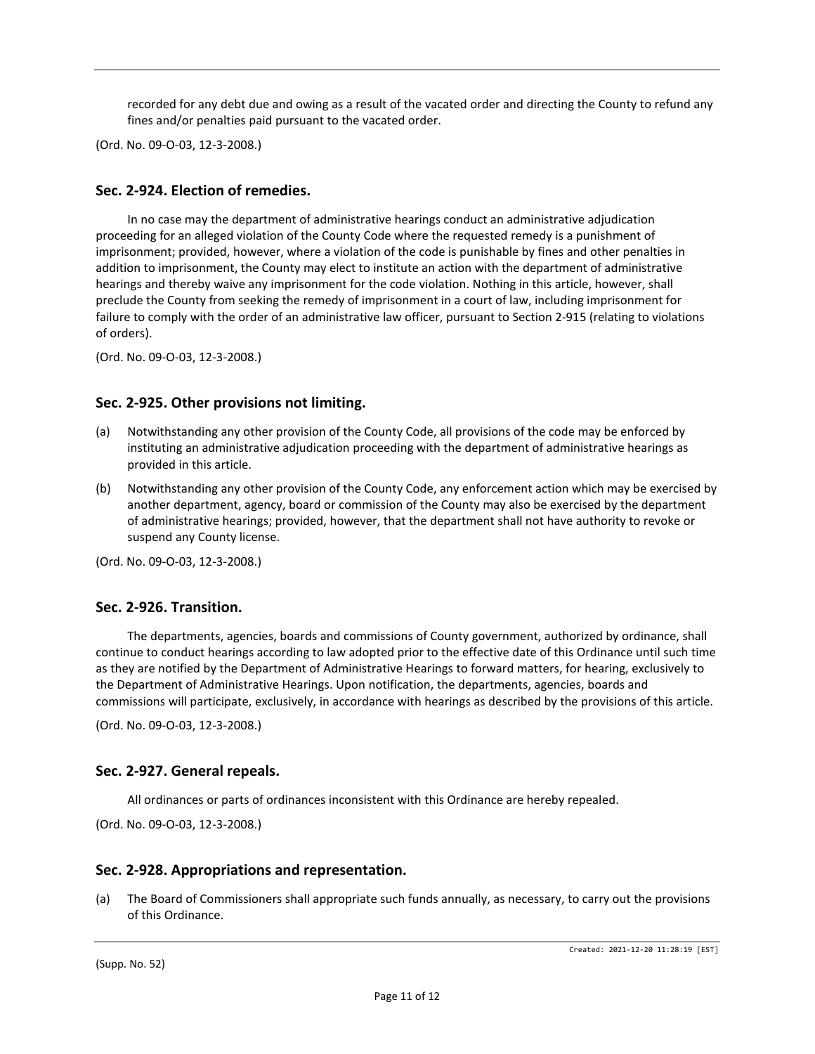recorded for any debt due and owing as a result of the vacated order and directing the County to refund any fines and/or penalties paid pursuant to the vacated order.

(Ord. No. 09-O-03, 12-3-2008.)

## Sec. 2-924. Election of remedies.

In no case may the department of administrative hearings conduct an administrative adjudication proceeding for an alleged violation of the County Code where the requested remedy is a punishment of imprisonment; provided, however, where a violation of the code is punishable by fines and other penalties in addition to imprisonment, the County may elect to institute an action with the department of administrative hearings and thereby waive any imprisonment for the code violation. Nothing in this article, however, shall preclude the County from seeking the remedy of imprisonment in a court of law, including imprisonment for failure to comply with the order of an administrative law officer, pursuant to Section 2-915 (relating to violations of orders).

(Ord. No. 09-O-03, 12-3-2008.)

## Sec. 2-925. Other provisions not limiting.

(a) Notwithstanding any other provision of the County Code, all provisions of the code may be enforced by instituting an administrative adjudication proceeding with the department of administrative hearings as provided in this article.

(b) Notwithstanding any other provision of the County Code, any enforcement action which may be exercised by another department, agency, board or commission of the County may also be exercised by the department of administrative hearings; provided, however, that the department shall not have authority to revoke or suspend any County license.

(Ord. No. 09-O-03, 12-3-2008.)

## Sec. 2-926. Transition.

The departments, agencies, boards and commissions of County government, authorized by ordinance, shall continue to conduct hearings according to law adopted prior to the effective date of this Ordinance until such time as they are notified by the Department of Administrative Hearings to forward matters, for hearing, exclusively to the Department of Administrative Hearings. Upon notification, the departments, agencies, boards and commissions will participate, exclusively, in accordance with hearings as described by the provisions of this article.

(Ord. No. 09-O-03, 12-3-2008.)

## Sec. 2-927. General repeals.

All ordinances or parts of ordinances inconsistent with this Ordinance are hereby repealed.

(Ord. No. 09-O-03, 12-3-2008.)

## Sec. 2-928. Appropriations and representation.

(a) The Board of Commissioners shall appropriate such funds annually, as necessary, to carry out the provisions of this Ordinance.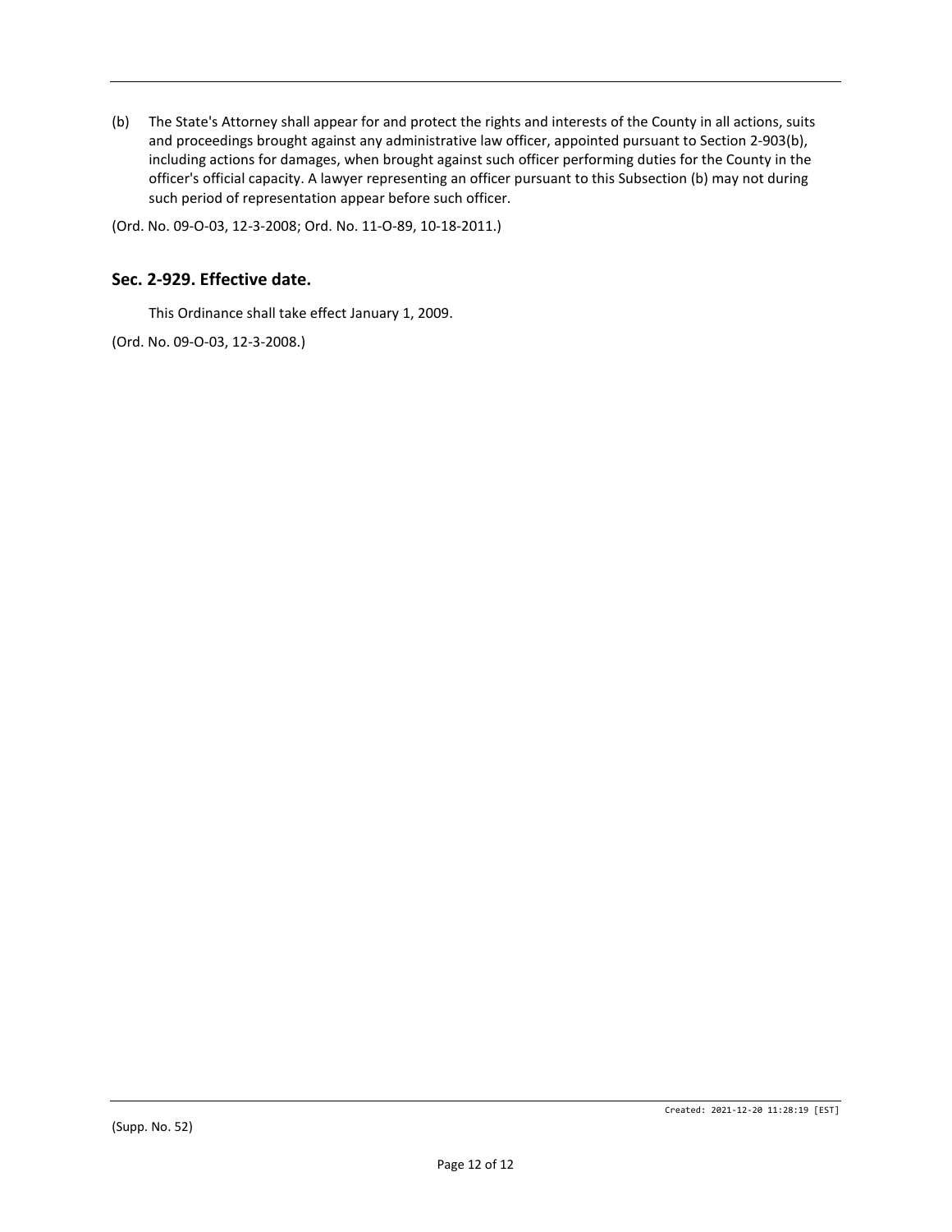(b) The State's Attorney shall appear for and protect the rights and interests of the County in all actions, suits and proceedings brought against any administrative law officer, appointed pursuant to Section 2-903(b), including actions for damages, when brought against such officer performing duties for the County in the officer's official capacity. A lawyer representing an officer pursuant to this Subsection (b) may not during such period of representation appear before such officer.

(Ord. No. 09-O-03, 12-3-2008; Ord. No. 11-O-89, 10-18-2011.)

## Sec. 2-929. Effective date.

This Ordinance shall take effect January 1, 2009.

(Ord. No. 09-O-03, 12-3-2008.)